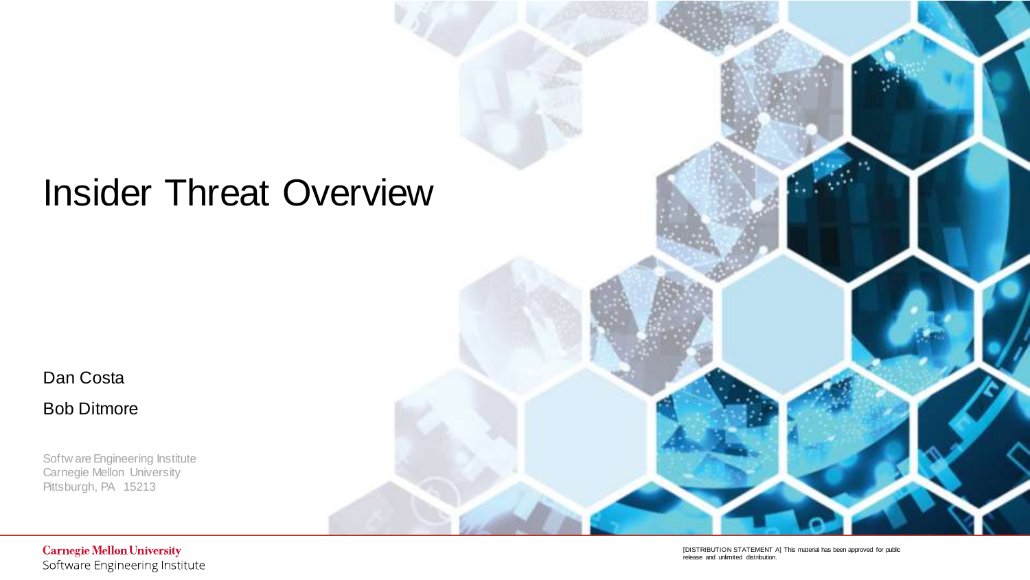# Insider Threat Overview

Dan Costa

Bob Ditmore

Software Engineering Institute
Carnegie Mellon University
Pittsburgh, PA 15213

Carnegie Mellon University
Software Engineering Institute

[DISTRIBUTION STATEMENT A] This material has been approved for public release and unlimited distribution.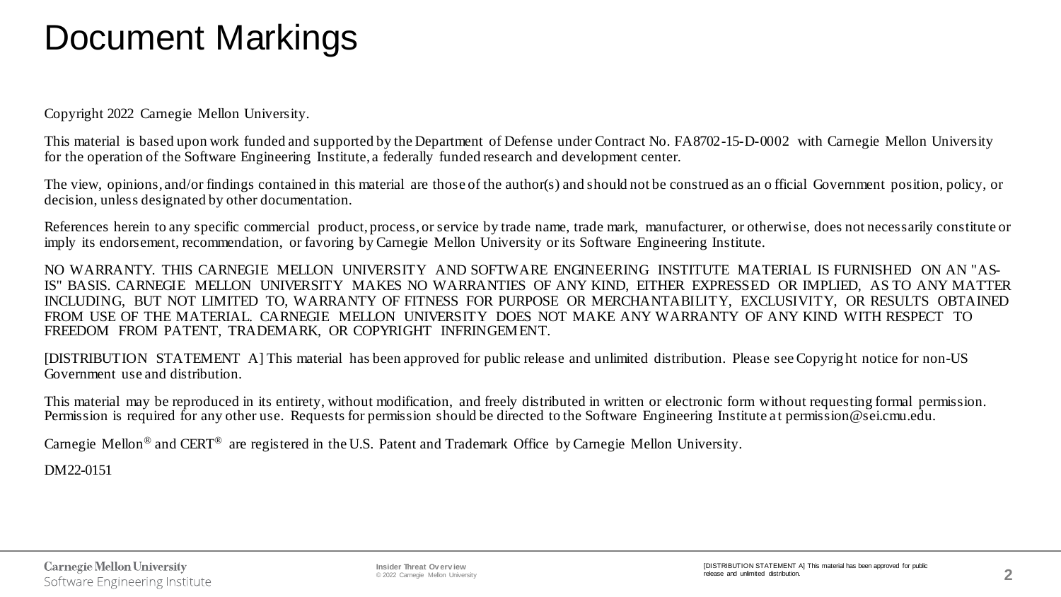# Document Markings

Copyright 2022 Carnegie Mellon University.

This material is based upon work funded and supported by the Department of Defense under Contract No. FA8702-15-D-0002 with Carnegie Mellon University for the operation of the Software Engineering Institute, a federally funded research and development center.

The view, opinions, and/or findings contained in this material are those of the author(s) and should not be construed as an official Government position, policy, or decision, unless designated by other documentation.

References herein to any specific commercial product, process, or service by trade name, trade mark, manufacturer, or otherwise, does not necessarily constitute or imply its endorsement, recommendation, or favoring by Carnegie Mellon University or its Software Engineering Institute.

NO WARRANTY. THIS CARNEGIE MELLON UNIVERSITY AND SOFTWARE ENGINEERING INSTITUTE MATERIAL IS FURNISHED ON AN "AS-IS" BASIS. CARNEGIE MELLON UNIVERSITY MAKES NO WARRANTIES OF ANY KIND, EITHER EXPRESSED OR IMPLIED, AS TO ANY MATTER INCLUDING, BUT NOT LIMITED TO, WARRANTY OF FITNESS FOR PURPOSE OR MERCHANTABILITY, EXCLUSIVITY, OR RESULTS OBTAINED FROM USE OF THE MATERIAL. CARNEGIE MELLON UNIVERSITY DOES NOT MAKE ANY WARRANTY OF ANY KIND WITH RESPECT TO FREEDOM FROM PATENT, TRADEMARK, OR COPYRIGHT INFRINGEMENT.

[DISTRIBUTION STATEMENT A] This material has been approved for public release and unlimited distribution. Please see Copyright notice for non-US Government use and distribution.

This material may be reproduced in its entirety, without modification, and freely distributed in written or electronic form without requesting formal permission. Permission is required for any other use. Requests for permission should be directed to the Software Engineering Institute at permission@sei.cmu.edu.

Carnegie Mellon® and CERT® are registered in the U.S. Patent and Trademark Office by Carnegie Mellon University.

DM22-0151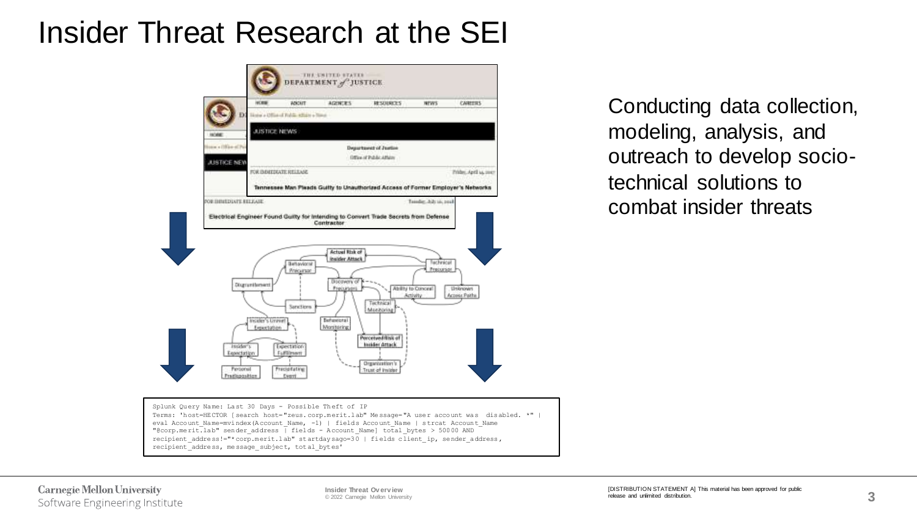# Insider Threat Research at the SEI

Conducting data collection, modeling, analysis, and outreach to develop socio-technical solutions to combat insider threats

```
Splunk Query Name: Last 30 Days - Possible Theft of IP
Terms: 'host=HECTOR [search host="zeus.corp.merit.lab" Message="A user account was  disabled. *" |
eval Account_Name=mvindex(Account_Name, -1) | fields Account_Name | strcat Account_Name
"@corp.merit.lab" sender_address | fields - Account_Name] total_bytes > 50000 AND
recipient_address!="*corp.merit.lab" startdaysago=30 | fields client_ip, sender_address,
recipient_address, message_subject, total_bytes'
```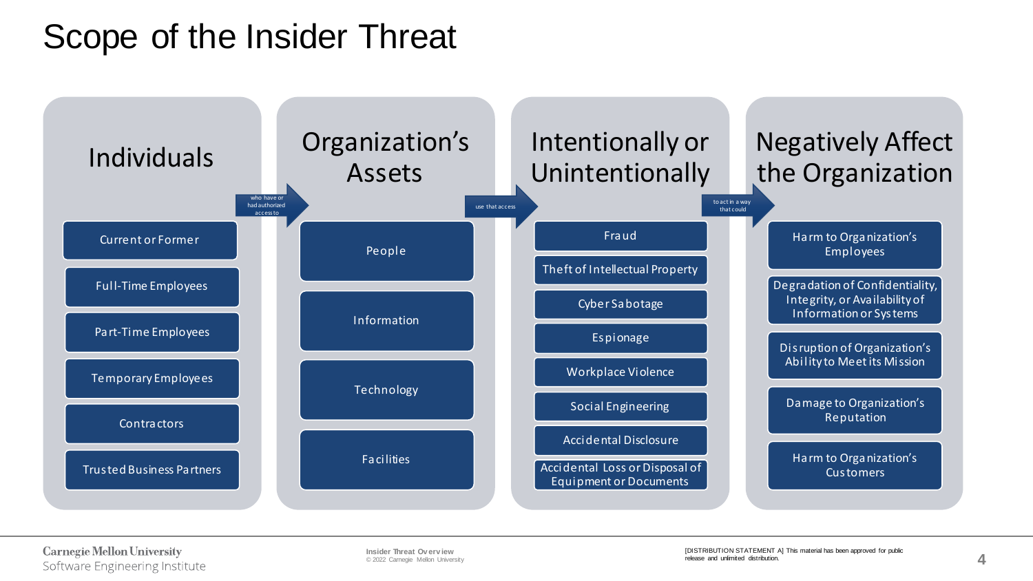# Scope of the Insider Threat

## Individuals

*who have or had authorized access to*

- Current or Former
- Full-Time Employees
- Part-Time Employees
- Temporary Employees
- Contractors
- Trusted Business Partners

## Organization's Assets

*use that access*

- People
- Information
- Technology
- Facilities

## Intentionally or Unintentionally

*to act in a way that could*

- Fraud
- Theft of Intellectual Property
- Cyber Sabotage
- Espionage
- Workplace Violence
- Social Engineering
- Accidental Disclosure
- Accidental Loss or Disposal of Equipment or Documents

## Negatively Affect the Organization

- Harm to Organization's Employees
- Degradation of Confidentiality, Integrity, or Availability of Information or Systems
- Disruption of Organization's Ability to Meet its Mission
- Damage to Organization's Reputation
- Harm to Organization's Customers

[DISTRIBUTION STATEMENT A] This material has been approved for public release and unlimited distribution.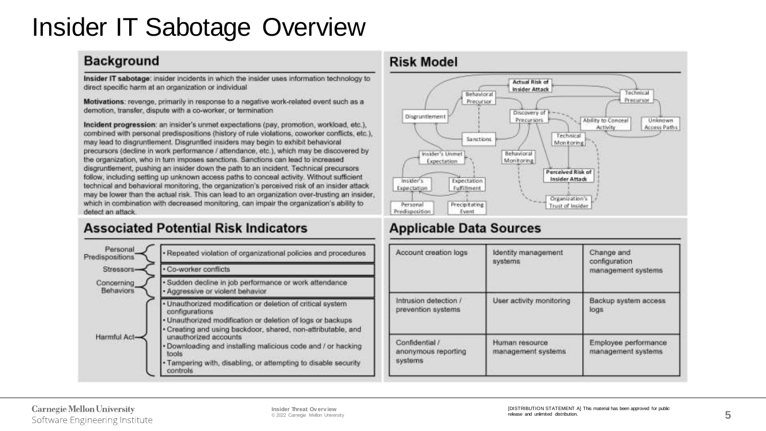# Insider IT Sabotage Overview

## Background

**Insider IT sabotage**: insider incidents in which the insider uses information technology to direct specific harm at an organization or individual

**Motivations**: revenge, primarily in response to a negative work-related event such as a demotion, transfer, dispute with a co-worker, or termination

**Incident progression**: an insider's unmet expectations (pay, promotion, workload, etc.), combined with personal predispositions (history of rule violations, coworker conflicts, etc.), may lead to disgruntlement. Disgruntled insiders may begin to exhibit behavioral precursors (decline in work performance / attendance, etc.), which may be discovered by the organization, who in turn imposes sanctions. Sanctions can lead to increased disgruntlement, pushing an insider down the path to an incident. Technical precursors follow, including setting up unknown access paths to conceal activity. Without sufficient technical and behavioral monitoring, the organization's perceived risk of an insider attack may be lower than the actual risk. This can lead to an organization over-trusting an insider, which in combination with decreased monitoring, can impair the organization's ability to detect an attack.

## Risk Model

Actual Risk of Insider Attack; Behavioral Precursor; Technical Precursor; Disgruntlement; Discovery of Precursors; Ability to Conceal Activity; Unknown Access Paths; Sanctions; Technical Monitoring; Insider's Unmet Expectation; Behavioral Monitoring; Perceived Risk of Insider Attack; Insider's Expectation; Expectation Fulfillment; Organization's Trust of Insider; Personal Predisposition; Precipitating Event

## Associated Potential Risk Indicators

- **Personal Predispositions**
  - Repeated violation of organizational policies and procedures
- **Stressors**
  - Co-worker conflicts
- **Concerning Behaviors**
  - Sudden decline in job performance or work attendance
  - Aggressive or violent behavior
- **Harmful Act**
  - Unauthorized modification or deletion of critical system configurations
  - Unauthorized modification or deletion of logs or backups
  - Creating and using backdoor, shared, non-attributable, and unauthorized accounts
  - Downloading and installing malicious code and / or hacking tools
  - Tampering with, disabling, or attempting to disable security controls

## Applicable Data Sources

| | | |
|---|---|---|
| Account creation logs | Identity management systems | Change and configuration management systems |
| Intrusion detection / prevention systems | User activity monitoring | Backup system access logs |
| Confidential / anonymous reporting systems | Human resource management systems | Employee performance management systems |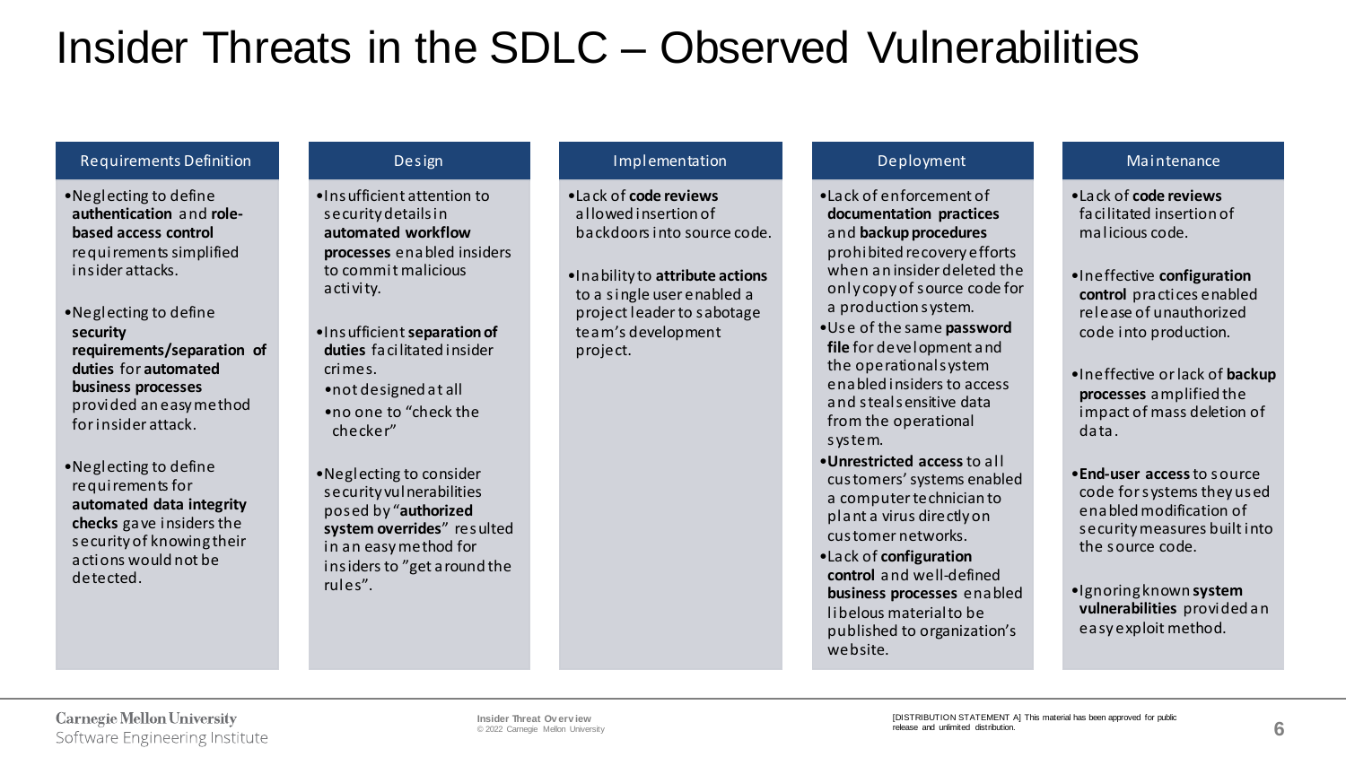# Insider Threats in the SDLC – Observed Vulnerabilities

## Requirements Definition

- Neglecting to define **authentication** and **role-based access control** requirements simplified insider attacks.
- Neglecting to define **security requirements/separation of duties** for **automated business processes** provided an easy method for insider attack.
- Neglecting to define requirements for **automated data integrity checks** gave insiders the security of knowing their actions would not be detected.

## Design

- Insufficient attention to security details in **automated workflow processes** enabled insiders to commit malicious activity.
- Insufficient **separation of duties** facilitated insider crimes.
  - not designed at all
  - no one to "check the checker"
- Neglecting to consider security vulnerabilities posed by "**authorized system overrides**" resulted in an easy method for insiders to "get around the rules".

## Implementation

- Lack of **code reviews** allowed insertion of backdoors into source code.
- Inability to **attribute actions** to a single user enabled a project leader to sabotage team's development project.

## Deployment

- Lack of enforcement of **documentation practices** and **backup procedures** prohibited recovery efforts when an insider deleted the only copy of source code for a production system.
- Use of the same **password file** for development and the operational system enabled insiders to access and steal sensitive data from the operational system.
- **Unrestricted access** to all customers' systems enabled a computer technician to plant a virus directly on customer networks.
- Lack of **configuration control** and well-defined **business processes** enabled libelous material to be published to organization's website.

## Maintenance

- Lack of **code reviews** facilitated insertion of malicious code.
- Ineffective **configuration control** practices enabled release of unauthorized code into production.
- Ineffective or lack of **backup processes** amplified the impact of mass deletion of data.
- **End-user access** to source code for systems they used enabled modification of security measures built into the source code.
- Ignoring known **system vulnerabilities** provided an easy exploit method.

Carnegie Mellon University
Software Engineering Institute

Insider Threat Overview
© 2022 Carnegie Mellon University

[DISTRIBUTION STATEMENT A] This material has been approved for public release and unlimited distribution.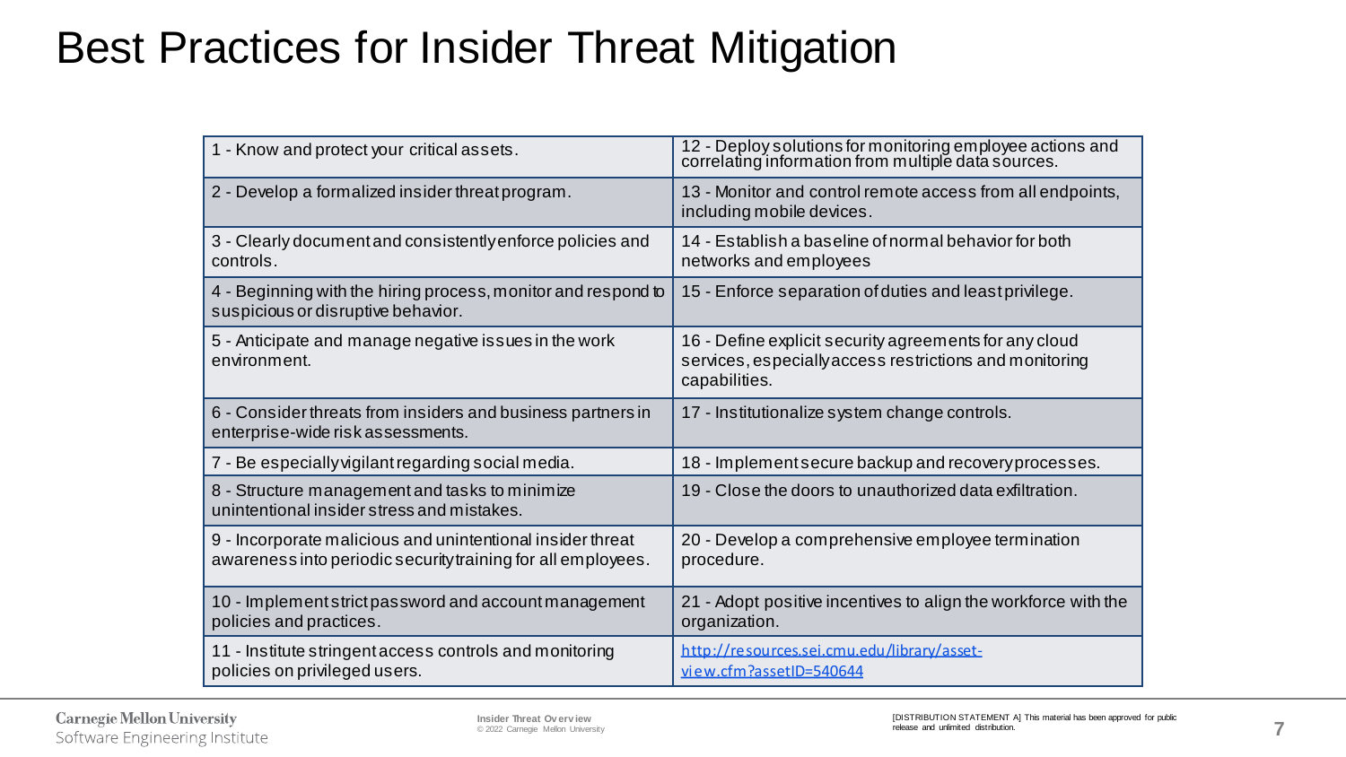# Best Practices for Insider Threat Mitigation

| | |
|---|---|
| 1 - Know and protect your critical assets. | 12 - Deploy solutions for monitoring employee actions and correlating information from multiple data sources. |
| 2 - Develop a formalized insider threat program. | 13 - Monitor and control remote access from all endpoints, including mobile devices. |
| 3 - Clearly document and consistently enforce policies and controls. | 14 - Establish a baseline of normal behavior for both networks and employees |
| 4 - Beginning with the hiring process, monitor and respond to suspicious or disruptive behavior. | 15 - Enforce separation of duties and least privilege. |
| 5 - Anticipate and manage negative issues in the work environment. | 16 - Define explicit security agreements for any cloud services, especially access restrictions and monitoring capabilities. |
| 6 - Consider threats from insiders and business partners in enterprise-wide risk assessments. | 17 - Institutionalize system change controls. |
| 7 - Be especially vigilant regarding social media. | 18 - Implement secure backup and recovery processes. |
| 8 - Structure management and tasks to minimize unintentional insider stress and mistakes. | 19 - Close the doors to unauthorized data exfiltration. |
| 9 - Incorporate malicious and unintentional insider threat awareness into periodic security training for all employees. | 20 - Develop a comprehensive employee termination procedure. |
| 10 - Implement strict password and account management policies and practices. | 21 - Adopt positive incentives to align the workforce with the organization. |
| 11 - Institute stringent access controls and monitoring policies on privileged users. | http://resources.sei.cmu.edu/library/asset-view.cfm?assetID=540644 |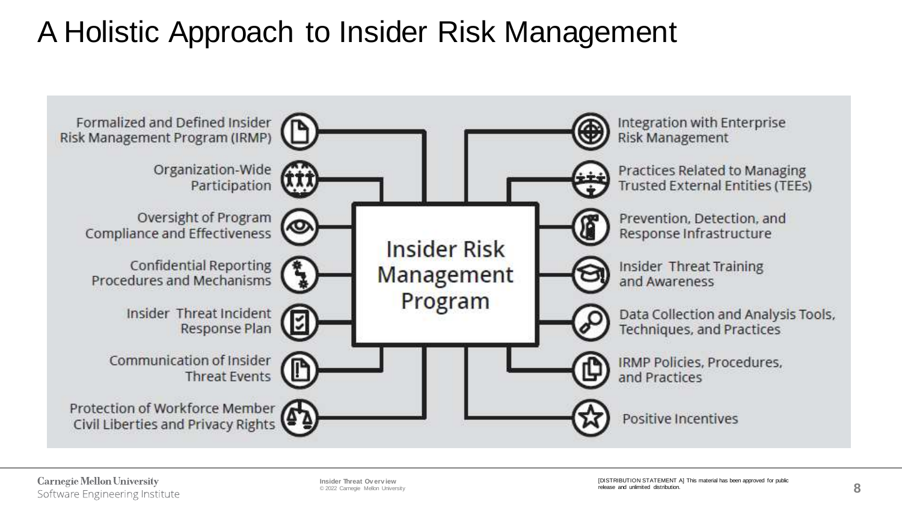# A Holistic Approach to Insider Risk Management

**Insider Risk Management Program**

- Formalized and Defined Insider Risk Management Program (IRMP)
- Organization-Wide Participation
- Oversight of Program Compliance and Effectiveness
- Confidential Reporting Procedures and Mechanisms
- Insider Threat Incident Response Plan
- Communication of Insider Threat Events
- Protection of Workforce Member Civil Liberties and Privacy Rights
- Integration with Enterprise Risk Management
- Practices Related to Managing Trusted External Entities (TEEs)
- Prevention, Detection, and Response Infrastructure
- Insider Threat Training and Awareness
- Data Collection and Analysis Tools, Techniques, and Practices
- IRMP Policies, Procedures, and Practices
- Positive Incentives

[DISTRIBUTION STATEMENT A] This material has been approved for public release and unlimited distribution.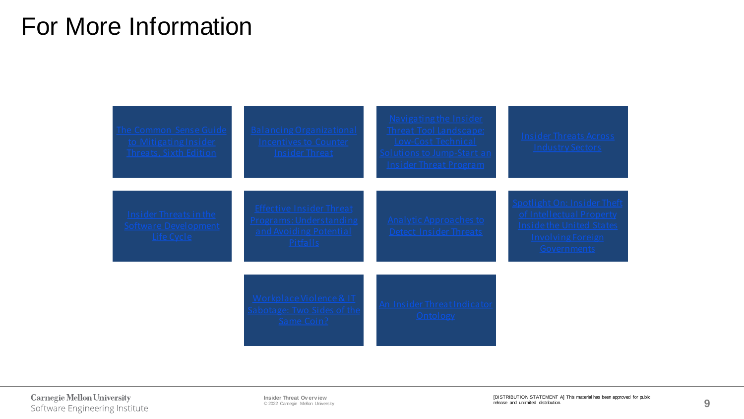# For More Information

- The Common Sense Guide to Mitigating Insider Threats, Sixth Edition
- Balancing Organizational Incentives to Counter Insider Threat
- Navigating the Insider Threat Tool Landscape: Low-Cost Technical Solutions to Jump-Start an Insider Threat Program
- Insider Threats Across Industry Sectors
- Insider Threats in the Software Development Life Cycle
- Effective Insider Threat Programs: Understanding and Avoiding Potential Pitfalls
- Analytic Approaches to Detect Insider Threats
- Spotlight On: Insider Theft of Intellectual Property Inside the United States Involving Foreign Governments
- Workplace Violence & IT Sabotage: Two Sides of the Same Coin?
- An Insider Threat Indicator Ontology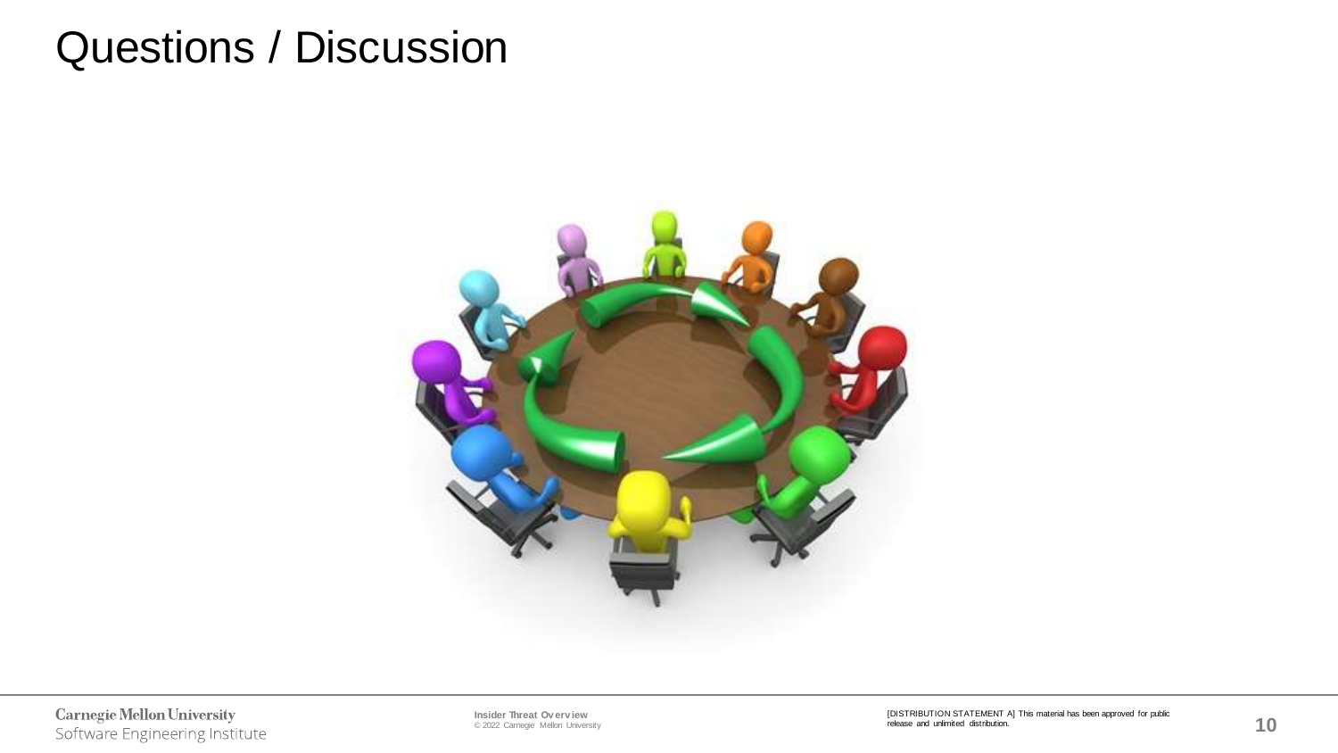# Questions / Discussion